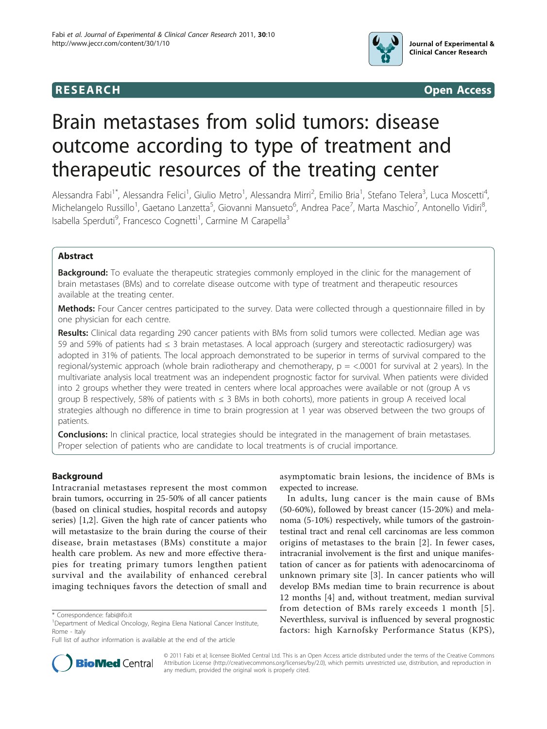RESEARCH Open Access

# Brain metastases from solid tumors: disease outcome according to type of treatment and therapeutic resources of the treating center

Alessandra Fabi[1*], Alessandra Felici[1], Giulio Metro[1], Alessandra Mirri[2], Emilio Bria[1], Stefano Telera[3], Luca Moscetti[4], Michelangelo Russillo[1], Gaetano Lanzetta[5], Giovanni Mansueto[6], Andrea Pace[7], Marta Maschio[7], Antonello Vidiri[8], Isabella Sperduti[9], Francesco Cognetti[1], Carmine M Carapella[3]

## Abstract

**Background:** To evaluate the therapeutic strategies commonly employed in the clinic for the management of brain metastases (BMs) and to correlate disease outcome with type of treatment and therapeutic resources available at the treating center.

**Methods:** Four Cancer centres participated to the survey. Data were collected through a questionnaire filled in by one physician for each centre.

**Results:** Clinical data regarding 290 cancer patients with BMs from solid tumors were collected. Median age was 59 and 59% of patients had ≤ 3 brain metastases. A local approach (surgery and stereotactic radiosurgery) was adopted in 31% of patients. The local approach demonstrated to be superior in terms of survival compared to the regional/systemic approach (whole brain radiotherapy and chemotherapy, $p = <.0001$ for survival at 2 years). In the multivariate analysis local treatment was an independent prognostic factor for survival. When patients were divided into 2 groups whether they were treated in centers where local approaches were available or not (group A vs group B respectively, 58% of patients with ≤ 3 BMs in both cohorts), more patients in group A received local strategies although no difference in time to brain progression at 1 year was observed between the two groups of patients.

**Conclusions:** In clinical practice, local strategies should be integrated in the management of brain metastases. Proper selection of patients who are candidate to local treatments is of crucial importance.

## Background

Intracranial metastases represent the most common brain tumors, occurring in 25-50% of all cancer patients (based on clinical studies, hospital records and autopsy series) [1,2]. Given the high rate of cancer patients who will metastasize to the brain during the course of their disease, brain metastases (BMs) constitute a major health care problem. As new and more effective therapies for treating primary tumors lengthen patient survival and the availability of enhanced cerebral imaging techniques favors the detection of small and asymptomatic brain lesions, the incidence of BMs is expected to increase.

In adults, lung cancer is the main cause of BMs (50-60%), followed by breast cancer (15-20%) and melanoma (5-10%) respectively, while tumors of the gastrointestinal tract and renal cell carcinomas are less common origins of metastases to the brain [2]. In fewer cases, intracranial involvement is the first and unique manifestation of cancer as for patients with adenocarcinoma of unknown primary site [3]. In cancer patients who will develop BMs median time to brain recurrence is about 12 months [4] and, without treatment, median survival from detection of BMs rarely exceeds 1 month [5]. Neverthless, survival is influenced by several prognostic factors: high Karnofsky Performance Status (KPS),

\* Correspondence: fabi@ifo.it
[1]Department of Medical Oncology, Regina Elena National Cancer Institute, Rome - Italy
Full list of author information is available at the end of the article

© 2011 Fabi et al; licensee BioMed Central Ltd. This is an Open Access article distributed under the terms of the Creative Commons Attribution License (http://creativecommons.org/licenses/by/2.0), which permits unrestricted use, distribution, and reproduction in any medium, provided the original work is properly cited.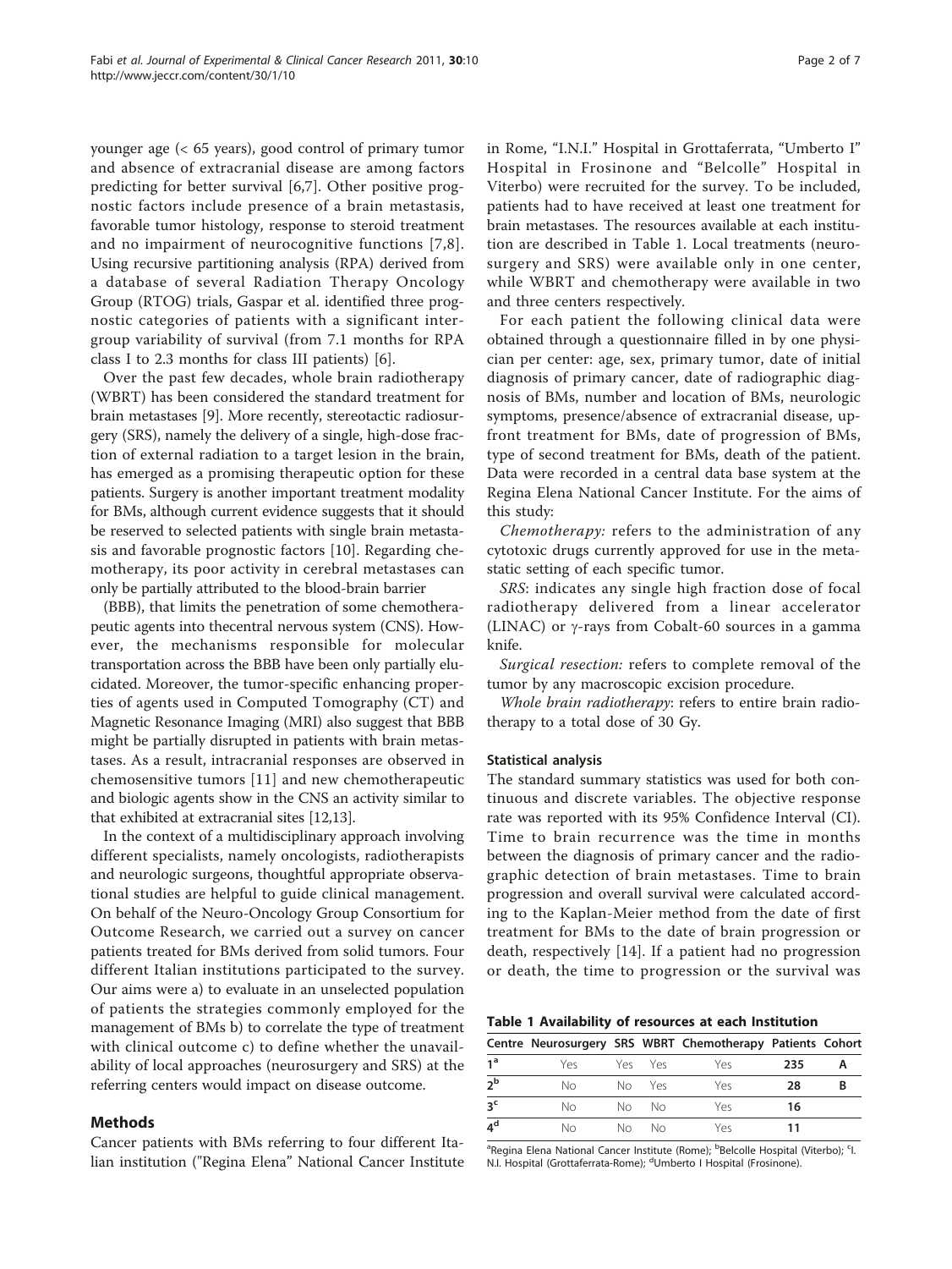younger age (< 65 years), good control of primary tumor and absence of extracranial disease are among factors predicting for better survival [6,7]. Other positive prognostic factors include presence of a brain metastasis, favorable tumor histology, response to steroid treatment and no impairment of neurocognitive functions [7,8]. Using recursive partitioning analysis (RPA) derived from a database of several Radiation Therapy Oncology Group (RTOG) trials, Gaspar et al. identified three prognostic categories of patients with a significant intergroup variability of survival (from 7.1 months for RPA class I to 2.3 months for class III patients) [6].

Over the past few decades, whole brain radiotherapy (WBRT) has been considered the standard treatment for brain metastases [9]. More recently, stereotactic radiosurgery (SRS), namely the delivery of a single, high-dose fraction of external radiation to a target lesion in the brain, has emerged as a promising therapeutic option for these patients. Surgery is another important treatment modality for BMs, although current evidence suggests that it should be reserved to selected patients with single brain metastasis and favorable prognostic factors [10]. Regarding chemotherapy, its poor activity in cerebral metastases can only be partially attributed to the blood-brain barrier (BBB), that limits the penetration of some chemotherapeutic agents into thecentral nervous system (CNS). However, the mechanisms responsible for molecular transportation across the BBB have been only partially elucidated. Moreover, the tumor-specific enhancing properties of agents used in Computed Tomography (CT) and Magnetic Resonance Imaging (MRI) also suggest that BBB might be partially disrupted in patients with brain metastases. As a result, intracranial responses are observed in chemosensitive tumors [11] and new chemotherapeutic and biologic agents show in the CNS an activity similar to that exhibited at extracranial sites [12,13].

In the context of a multidisciplinary approach involving different specialists, namely oncologists, radiotherapists and neurologic surgeons, thoughtful appropriate observational studies are helpful to guide clinical management. On behalf of the Neuro-Oncology Group Consortium for Outcome Research, we carried out a survey on cancer patients treated for BMs derived from solid tumors. Four different Italian institutions participated to the survey. Our aims were a) to evaluate in an unselected population of patients the strategies commonly employed for the management of BMs b) to correlate the type of treatment with clinical outcome c) to define whether the unavailability of local approaches (neurosurgery and SRS) at the referring centers would impact on disease outcome.

## Methods

Cancer patients with BMs referring to four different Italian institution ("Regina Elena" National Cancer Institute in Rome, "I.N.I." Hospital in Grottaferrata, "Umberto I" Hospital in Frosinone and "Belcolle" Hospital in Viterbo) were recruited for the survey. To be included, patients had to have received at least one treatment for brain metastases. The resources available at each institution are described in Table 1. Local treatments (neurosurgery and SRS) were available only in one center, while WBRT and chemotherapy were available in two and three centers respectively.

For each patient the following clinical data were obtained through a questionnaire filled in by one physician per center: age, sex, primary tumor, date of initial diagnosis of primary cancer, date of radiographic diagnosis of BMs, number and location of BMs, neurologic symptoms, presence/absence of extracranial disease, upfront treatment for BMs, date of progression of BMs, type of second treatment for BMs, death of the patient. Data were recorded in a central data base system at the Regina Elena National Cancer Institute. For the aims of this study:

*Chemotherapy:* refers to the administration of any cytotoxic drugs currently approved for use in the metastatic setting of each specific tumor.

*SRS*: indicates any single high fraction dose of focal radiotherapy delivered from a linear accelerator (LINAC) or γ-rays from Cobalt-60 sources in a gamma knife.

*Surgical resection:* refers to complete removal of the tumor by any macroscopic excision procedure.

*Whole brain radiotherapy*: refers to entire brain radiotherapy to a total dose of 30 Gy.

### Statistical analysis

The standard summary statistics was used for both continuous and discrete variables. The objective response rate was reported with its 95% Confidence Interval (CI). Time to brain recurrence was the time in months between the diagnosis of primary cancer and the radiographic detection of brain metastases. Time to brain progression and overall survival were calculated according to the Kaplan-Meier method from the date of first treatment for BMs to the date of brain progression or death, respectively [14]. If a patient had no progression or death, the time to progression or the survival was

**Table 1 Availability of resources at each Institution**

| Centre | Neurosurgery | SRS | WBRT | Chemotherapy | Patients | Cohort |
|---|---|---|---|---|---|---|
| 1[a] | Yes | Yes | Yes | Yes | 235 | A |
| 2[b] | No | No | Yes | Yes | 28 | B |
| 3[c] | No | No | No | Yes | 16 | |
| 4[d] | No | No | No | Yes | 11 | |

[a]Regina Elena National Cancer Institute (Rome); [b]Belcolle Hospital (Viterbo); [c]I.N.I. Hospital (Grottaferrata-Rome); [d]Umberto I Hospital (Frosinone).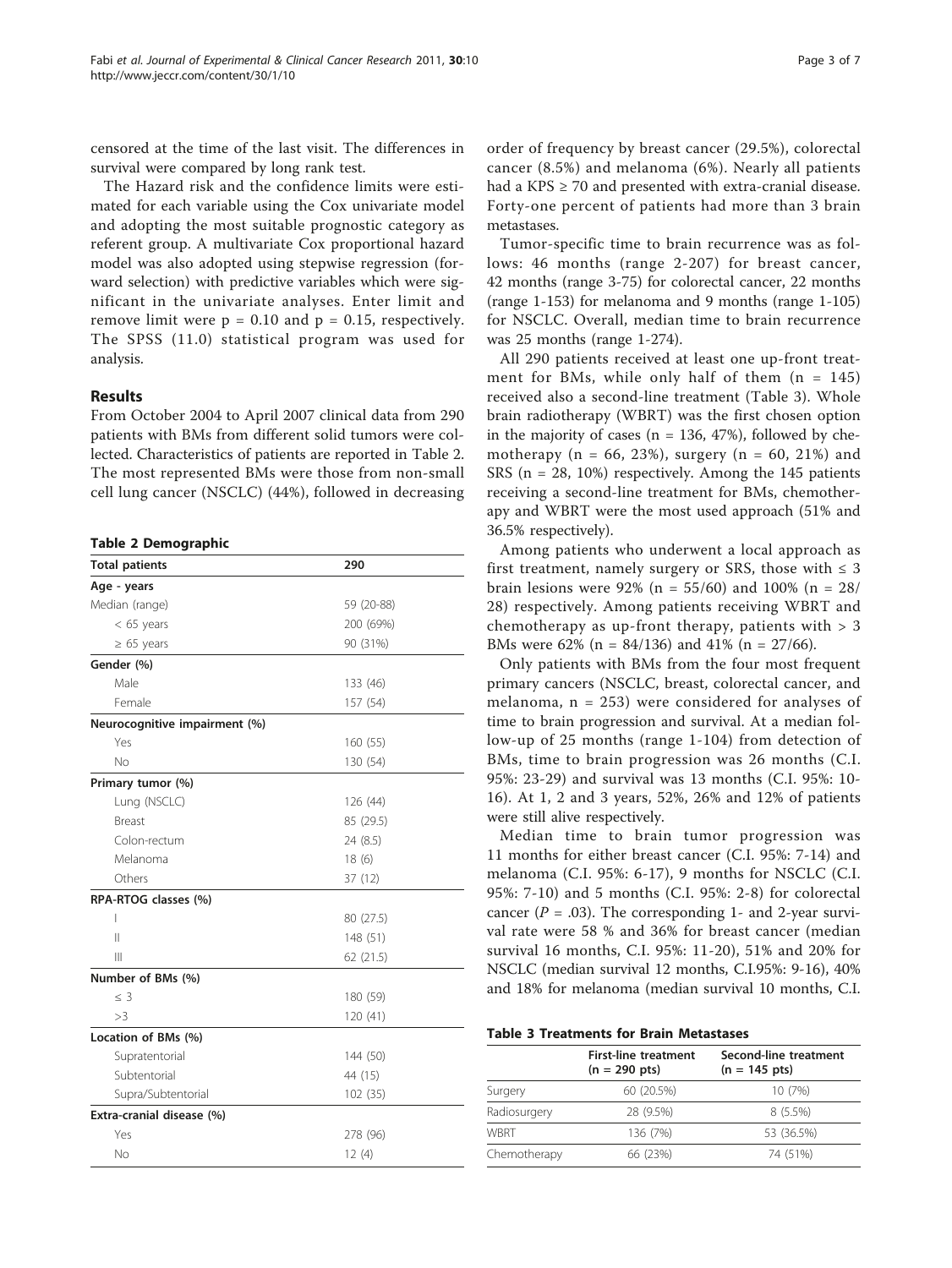censored at the time of the last visit. The differences in survival were compared by long rank test.

The Hazard risk and the confidence limits were estimated for each variable using the Cox univariate model and adopting the most suitable prognostic category as referent group. A multivariate Cox proportional hazard model was also adopted using stepwise regression (forward selection) with predictive variables which were significant in the univariate analyses. Enter limit and remove limit were p = 0.10 and p = 0.15, respectively. The SPSS (11.0) statistical program was used for analysis.

## Results

From October 2004 to April 2007 clinical data from 290 patients with BMs from different solid tumors were collected. Characteristics of patients are reported in Table 2. The most represented BMs were those from non-small cell lung cancer (NSCLC) (44%), followed in decreasing order of frequency by breast cancer (29.5%), colorectal cancer (8.5%) and melanoma (6%). Nearly all patients had a KPS ≥ 70 and presented with extra-cranial disease. Forty-one percent of patients had more than 3 brain metastases.

**Table 2 Demographic**

| Total patients | 290 |
|---|---|
| **Age - years** | |
| Median (range) | 59 (20-88) |
| < 65 years | 200 (69%) |
| ≥ 65 years | 90 (31%) |
| **Gender (%)** | |
| Male | 133 (46) |
| Female | 157 (54) |
| **Neurocognitive impairment (%)** | |
| Yes | 160 (55) |
| No | 130 (54) |
| **Primary tumor (%)** | |
| Lung (NSCLC) | 126 (44) |
| Breast | 85 (29.5) |
| Colon-rectum | 24 (8.5) |
| Melanoma | 18 (6) |
| Others | 37 (12) |
| **RPA-RTOG classes (%)** | |
| I | 80 (27.5) |
| II | 148 (51) |
| III | 62 (21.5) |
| **Number of BMs (%)** | |
| ≤ 3 | 180 (59) |
| >3 | 120 (41) |
| **Location of BMs (%)** | |
| Supratentorial | 144 (50) |
| Subtentorial | 44 (15) |
| Supra/Subtentorial | 102 (35) |
| **Extra-cranial disease (%)** | |
| Yes | 278 (96) |
| No | 12 (4) |

Tumor-specific time to brain recurrence was as follows: 46 months (range 2-207) for breast cancer, 42 months (range 3-75) for colorectal cancer, 22 months (range 1-153) for melanoma and 9 months (range 1-105) for NSCLC. Overall, median time to brain recurrence was 25 months (range 1-274).

All 290 patients received at least one up-front treatment for BMs, while only half of them (n = 145) received also a second-line treatment (Table 3). Whole brain radiotherapy (WBRT) was the first chosen option in the majority of cases (n = 136, 47%), followed by chemotherapy (n = 66, 23%), surgery (n = 60, 21%) and SRS (n = 28, 10%) respectively. Among the 145 patients receiving a second-line treatment for BMs, chemotherapy and WBRT were the most used approach (51% and 36.5% respectively).

Among patients who underwent a local approach as first treatment, namely surgery or SRS, those with ≤ 3 brain lesions were 92% (n = 55/60) and 100% (n = 28/28) respectively. Among patients receiving WBRT and chemotherapy as up-front therapy, patients with > 3 BMs were 62% (n = 84/136) and 41% (n = 27/66).

Only patients with BMs from the four most frequent primary cancers (NSCLC, breast, colorectal cancer, and melanoma, n = 253) were considered for analyses of time to brain progression and survival. At a median follow-up of 25 months (range 1-104) from detection of BMs, time to brain progression was 26 months (C.I. 95%: 23-29) and survival was 13 months (C.I. 95%: 10-16). At 1, 2 and 3 years, 52%, 26% and 12% of patients were still alive respectively.

Median time to brain tumor progression was 11 months for either breast cancer (C.I. 95%: 7-14) and melanoma (C.I. 95%: 6-17), 9 months for NSCLC (C.I. 95%: 7-10) and 5 months (C.I. 95%: 2-8) for colorectal cancer (*P* = .03). The corresponding 1- and 2-year survival rate were 58 % and 36% for breast cancer (median survival 16 months, C.I. 95%: 11-20), 51% and 20% for NSCLC (median survival 12 months, C.I.95%: 9-16), 40% and 18% for melanoma (median survival 10 months, C.I.

**Table 3 Treatments for Brain Metastases**

| | First-line treatment (n = 290 pts) | Second-line treatment (n = 145 pts) |
|---|---|---|
| Surgery | 60 (20.5%) | 10 (7%) |
| Radiosurgery | 28 (9.5%) | 8 (5.5%) |
| WBRT | 136 (7%) | 53 (36.5%) |
| Chemotherapy | 66 (23%) | 74 (51%) |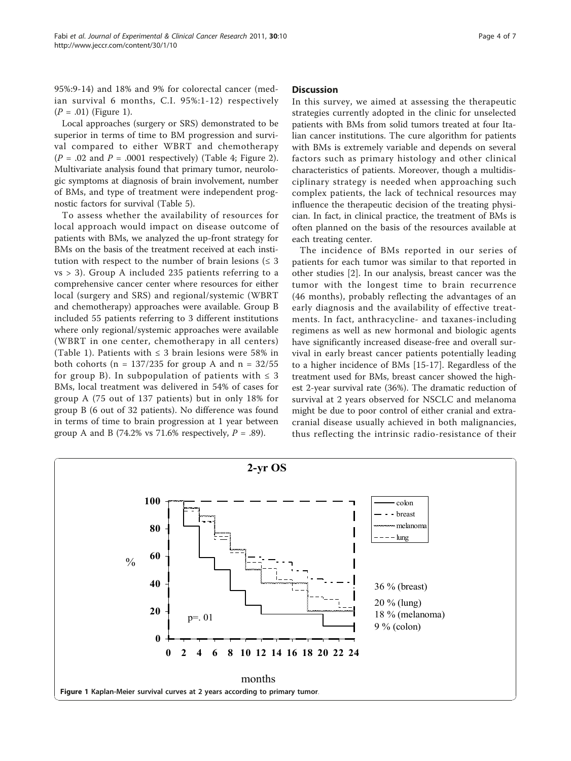95%:9-14) and 18% and 9% for colorectal cancer (median survival 6 months, C.I. 95%:1-12) respectively ($P$ = .01) (Figure 1).

Local approaches (surgery or SRS) demonstrated to be superior in terms of time to BM progression and survival compared to either WBRT and chemotherapy ($P$ = .02 and $P$ = .0001 respectively) (Table 4; Figure 2). Multivariate analysis found that primary tumor, neurologic symptoms at diagnosis of brain involvement, number of BMs, and type of treatment were independent prognostic factors for survival (Table 5).

To assess whether the availability of resources for local approach would impact on disease outcome of patients with BMs, we analyzed the up-front strategy for BMs on the basis of the treatment received at each institution with respect to the number of brain lesions (≤ 3 vs > 3). Group A included 235 patients referring to a comprehensive cancer center where resources for either local (surgery and SRS) and regional/systemic (WBRT and chemotherapy) approaches were available. Group B included 55 patients referring to 3 different institutions where only regional/systemic approaches were available (WBRT in one center, chemotherapy in all centers) (Table 1). Patients with ≤ 3 brain lesions were 58% in both cohorts (n = 137/235 for group A and n = 32/55 for group B). In subpopulation of patients with ≤ 3 BMs, local treatment was delivered in 54% of cases for group A (75 out of 137 patients) but in only 18% for group B (6 out of 32 patients). No difference was found in terms of time to brain progression at 1 year between group A and B (74.2% vs 71.6% respectively, $P$ = .89).

## Discussion

In this survey, we aimed at assessing the therapeutic strategies currently adopted in the clinic for unselected patients with BMs from solid tumors treated at four Italian cancer institutions. The cure algorithm for patients with BMs is extremely variable and depends on several factors such as primary histology and other clinical characteristics of patients. Moreover, though a multidisciplinary strategy is needed when approaching such complex patients, the lack of technical resources may influence the therapeutic decision of the treating physician. In fact, in clinical practice, the treatment of BMs is often planned on the basis of the resources available at each treating center.

The incidence of BMs reported in our series of patients for each tumor was similar to that reported in other studies [2]. In our analysis, breast cancer was the tumor with the longest time to brain recurrence (46 months), probably reflecting the advantages of an early diagnosis and the availability of effective treatments. In fact, anthracycline- and taxanes-including regimens as well as new hormonal and biologic agents have significantly increased disease-free and overall survival in early breast cancer patients potentially leading to a higher incidence of BMs [15-17]. Regardless of the treatment used for BMs, breast cancer showed the highest 2-year survival rate (36%). The dramatic reduction of survival at 2 years observed for NSCLC and melanoma might be due to poor control of either cranial and extracranial disease usually achieved in both malignancies, thus reflecting the intrinsic radio-resistance of their

**Figure 1** Kaplan-Meier survival curves at 2 years according to primary tumor.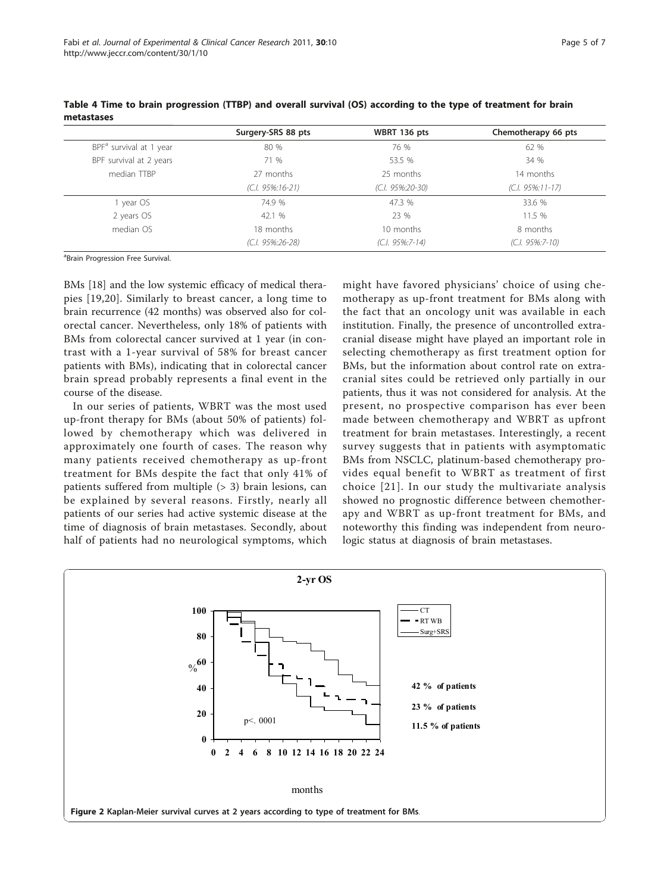**Table 4 Time to brain progression (TTBP) and overall survival (OS) according to the type of treatment for brain metastases**

| | Surgery-SRS 88 pts | WBRT 136 pts | Chemotherapy 66 pts |
|---|---|---|---|
| BPF[a] survival at 1 year | 80 % | 76 % | 62 % |
| BPF survival at 2 years | 71 % | 53.5 % | 34 % |
| median TTBP | 27 months | 25 months | 14 months |
| | *(C.I. 95%:16-21)* | *(C.I. 95%:20-30)* | *(C.I. 95%:11-17)* |
| 1 year OS | 74.9 % | 47.3 % | 33.6 % |
| 2 years OS | 42.1 % | 23 % | 11.5 % |
| median OS | 18 months | 10 months | 8 months |
| | *(C.I. 95%:26-28)* | *(C.I. 95%:7-14)* | *(C.I. 95%:7-10)* |

[a]Brain Progression Free Survival.

BMs [18] and the low systemic efficacy of medical therapies [19,20]. Similarly to breast cancer, a long time to brain recurrence (42 months) was observed also for colorectal cancer. Nevertheless, only 18% of patients with BMs from colorectal cancer survived at 1 year (in contrast with a 1-year survival of 58% for breast cancer patients with BMs), indicating that in colorectal cancer brain spread probably represents a final event in the course of the disease.

In our series of patients, WBRT was the most used up-front therapy for BMs (about 50% of patients) followed by chemotherapy which was delivered in approximately one fourth of cases. The reason why many patients received chemotherapy as up-front treatment for BMs despite the fact that only 41% of patients suffered from multiple (> 3) brain lesions, can be explained by several reasons. Firstly, nearly all patients of our series had active systemic disease at the time of diagnosis of brain metastases. Secondly, about half of patients had no neurological symptoms, which might have favored physicians' choice of using chemotherapy as up-front treatment for BMs along with the fact that an oncology unit was available in each institution. Finally, the presence of uncontrolled extracranial disease might have played an important role in selecting chemotherapy as first treatment option for BMs, but the information about control rate on extracranial sites could be retrieved only partially in our patients, thus it was not considered for analysis. At the present, no prospective comparison has ever been made between chemotherapy and WBRT as upfront treatment for brain metastases. Interestingly, a recent survey suggests that in patients with asymptomatic BMs from NSCLC, platinum-based chemotherapy provides equal benefit to WBRT as treatment of first choice [21]. In our study the multivariate analysis showed no prognostic difference between chemotherapy and WBRT as up-front treatment for BMs, and noteworthy this finding was independent from neurologic status at diagnosis of brain metastases.

**Figure 2** Kaplan-Meier survival curves at 2 years according to type of treatment for BMs.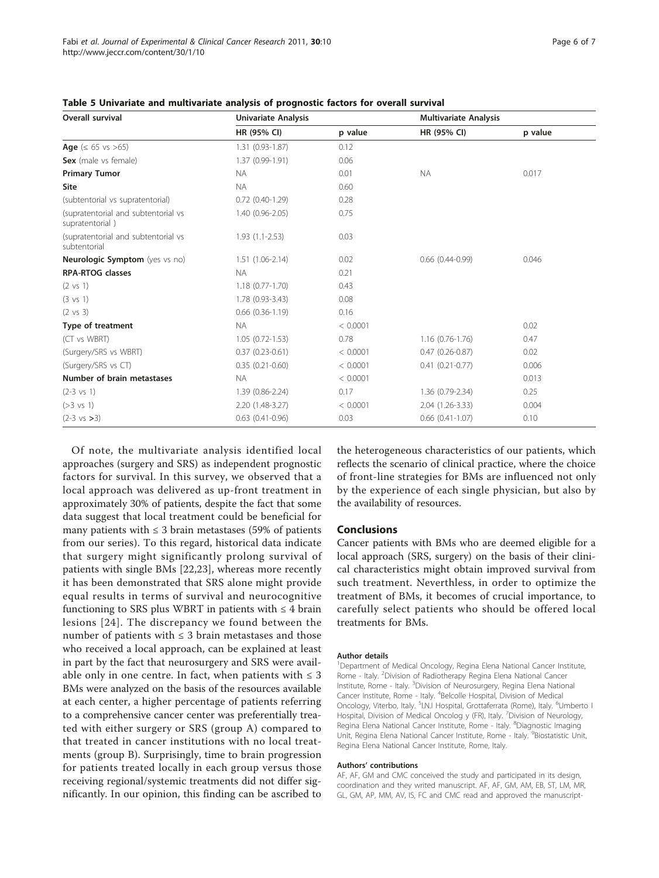**Table 5 Univariate and multivariate analysis of prognostic factors for overall survival**

| Overall survival | Univariate Analysis | | Multivariate Analysis | |
|---|---|---|---|---|
| | HR (95% CI) | p value | HR (95% CI) | p value |
| **Age** (≤ 65 vs >65) | 1.31 (0.93-1.87) | 0.12 | | |
| **Sex** (male vs female) | 1.37 (0.99-1.91) | 0.06 | | |
| **Primary Tumor** | NA | 0.01 | NA | 0.017 |
| **Site** | NA | 0.60 | | |
| (subtentorial vs supratentorial) | 0.72 (0.40-1.29) | 0.28 | | |
| (supratentorial and subtentorial vs supratentorial ) | 1.40 (0.96-2.05) | 0.75 | | |
| (supratentorial and subtentorial vs subtentorial | 1.93 (1.1-2.53) | 0.03 | | |
| **Neurologic Symptom** (yes vs no) | 1.51 (1.06-2.14) | 0.02 | 0.66 (0.44-0.99) | 0.046 |
| **RPA-RTOG classes** | NA | 0.21 | | |
| (2 vs 1) | 1.18 (0.77-1.70) | 0.43 | | |
| (3 vs 1) | 1.78 (0.93-3.43) | 0.08 | | |
| (2 vs 3) | 0.66 (0.36-1.19) | 0.16 | | |
| **Type of treatment** | NA | < 0.0001 | | 0.02 |
| (CT vs WBRT) | 1.05 (0.72-1.53) | 0.78 | 1.16 (0.76-1.76) | 0.47 |
| (Surgery/SRS vs WBRT) | 0.37 (0.23-0.61) | < 0.0001 | 0.47 (0.26-0.87) | 0.02 |
| (Surgery/SRS vs CT) | 0.35 (0.21-0.60) | < 0.0001 | 0.41 (0.21-0.77) | 0.006 |
| **Number of brain metastases** | NA | < 0.0001 | | 0.013 |
| (2-3 vs 1) | 1.39 (0.86-2.24) | 0.17 | 1.36 (0.79-2.34) | 0.25 |
| (>3 vs 1) | 2.20 (1.48-3.27) | < 0.0001 | 2.04 (1.26-3.33) | 0.004 |
| (2-3 vs **>**3) | 0.63 (0.41-0.96) | 0.03 | 0.66 (0.41-1.07) | 0.10 |

Of note, the multivariate analysis identified local approaches (surgery and SRS) as independent prognostic factors for survival. In this survey, we observed that a local approach was delivered as up-front treatment in approximately 30% of patients, despite the fact that some data suggest that local treatment could be beneficial for many patients with ≤ 3 brain metastases (59% of patients from our series). To this regard, historical data indicate that surgery might significantly prolong survival of patients with single BMs [22,23], whereas more recently it has been demonstrated that SRS alone might provide equal results in terms of survival and neurocognitive functioning to SRS plus WBRT in patients with ≤ 4 brain lesions [24]. The discrepancy we found between the number of patients with ≤ 3 brain metastases and those who received a local approach, can be explained at least in part by the fact that neurosurgery and SRS were available only in one centre. In fact, when patients with ≤ 3 BMs were analyzed on the basis of the resources available at each center, a higher percentage of patients referring to a comprehensive cancer center was preferentially treated with either surgery or SRS (group A) compared to that treated in cancer institutions with no local treatments (group B). Surprisingly, time to brain progression for patients treated locally in each group versus those receiving regional/systemic treatments did not differ significantly. In our opinion, this finding can be ascribed to the heterogeneous characteristics of our patients, which reflects the scenario of clinical practice, where the choice of front-line strategies for BMs are influenced not only by the experience of each single physician, but also by the availability of resources.

## Conclusions

Cancer patients with BMs who are deemed eligible for a local approach (SRS, surgery) on the basis of their clinical characteristics might obtain improved survival from such treatment. Neverthless, in order to optimize the treatment of BMs, it becomes of crucial importance, to carefully select patients who should be offered local treatments for BMs.

#### Author details

[1]Department of Medical Oncology, Regina Elena National Cancer Institute, Rome - Italy. [2]Division of Radiotherapy Regina Elena National Cancer Institute, Rome - Italy. [3]Division of Neurosurgery, Regina Elena National Cancer Institute, Rome - Italy. [4]Belcolle Hospital, Division of Medical Oncology, Viterbo, Italy. [5]I.N.I Hospital, Grottaferrata (Rome), Italy. [6]Umberto I Hospital, Division of Medical Oncolog y (FR), Italy. [7]Division of Neurology, Regina Elena National Cancer Institute, Rome - Italy. [8]Diagnostic Imaging Unit, Regina Elena National Cancer Institute, Rome - Italy. [9]Biostatistic Unit, Regina Elena National Cancer Institute, Rome, Italy.

#### Authors' contributions

AF, AF, GM and CMC conceived the study and participated in its design, coordination and they writed manuscript. AF, AF, GM, AM, EB, ST, LM, MR, GL, GM, AP, MM, AV, IS, FC and CMC read and approved the manuscript-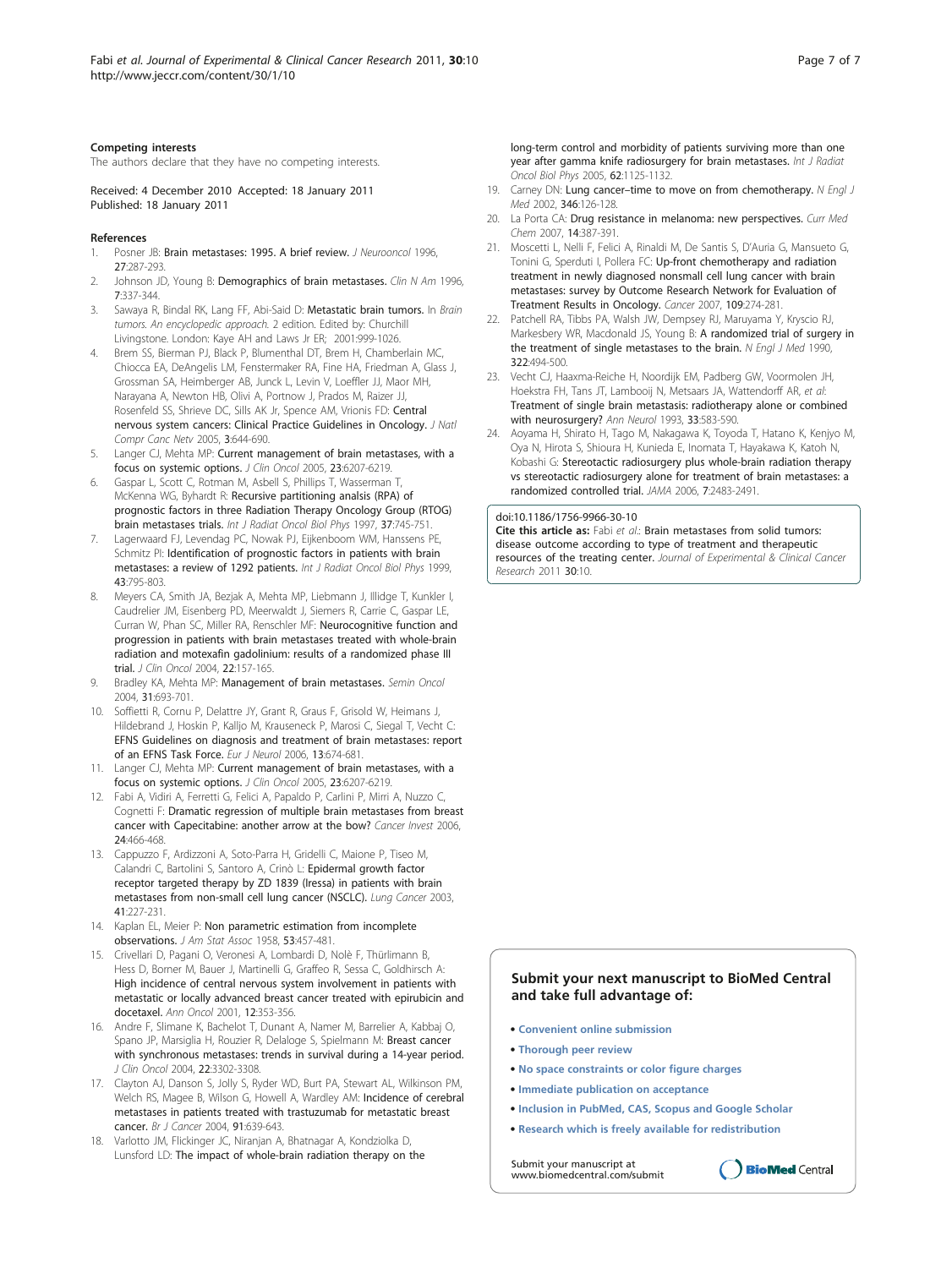### Competing interests

The authors declare that they have no competing interests.

Received: 4 December 2010 Accepted: 18 January 2011
Published: 18 January 2011

### References

1. Posner JB: **Brain metastases: 1995. A brief review.** *J Neurooncol* 1996, **27**:287-293.
2. Johnson JD, Young B: **Demographics of brain metastases.** *Clin N Am* 1996, **7**:337-344.
3. Sawaya R, Bindal RK, Lang FF, Abi-Said D: **Metastatic brain tumors.** In *Brain tumors. An encyclopedic approach.* 2 edition. Edited by: Churchill Livingstone. London: Kaye AH and Laws Jr ER; 2001:999-1026.
4. Brem SS, Bierman PJ, Black P, Blumenthal DT, Brem H, Chamberlain MC, Chiocca EA, DeAngelis LM, Fenstermaker RA, Fine HA, Friedman A, Glass J, Grossman SA, Heimberger AB, Junck L, Levin V, Loeffler JJ, Maor MH, Narayana A, Newton HB, Olivi A, Portnow J, Prados M, Raizer JJ, Rosenfeld SS, Shrieve DC, Sills AK Jr, Spence AM, Vrionis FD: **Central nervous system cancers: Clinical Practice Guidelines in Oncology.** *J Natl Compr Canc Netw* 2005, **3**:644-690.
5. Langer CJ, Mehta MP: **Current management of brain metastases, with a focus on systemic options.** *J Clin Oncol* 2005, **23**:6207-6219.
6. Gaspar L, Scott C, Rotman M, Asbell S, Phillips T, Wasserman T, McKenna WG, Byhardt R: **Recursive partitioning analsis (RPA) of prognostic factors in three Radiation Therapy Oncology Group (RTOG) brain metastases trials.** *Int J Radiat Oncol Biol Phys* 1997, **37**:745-751.
7. Lagerwaard FJ, Levendag PC, Nowak PJ, Eijkenboom WM, Hanssens PE, Schmitz PI: **Identification of prognostic factors in patients with brain metastases: a review of 1292 patients.** *Int J Radiat Oncol Biol Phys* 1999, **43**:795-803.
8. Meyers CA, Smith JA, Bezjak A, Mehta MP, Liebmann J, Illidge T, Kunkler I, Caudrelier JM, Eisenberg PD, Meerwaldt J, Siemers R, Carrie C, Gaspar LE, Curran W, Phan SC, Miller RA, Renschler MF: **Neurocognitive function and progression in patients with brain metastases treated with whole-brain radiation and motexafin gadolinium: results of a randomized phase III trial.** *J Clin Oncol* 2004, **22**:157-165.
9. Bradley KA, Mehta MP: **Management of brain metastases.** *Semin Oncol* 2004, **31**:693-701.
10. Soffietti R, Cornu P, Delattre JY, Grant R, Graus F, Grisold W, Heimans J, Hildebrand J, Hoskin P, Kalljo M, Krauseneck P, Marosi C, Siegal T, Vecht C: **EFNS Guidelines on diagnosis and treatment of brain metastases: report of an EFNS Task Force.** *Eur J Neurol* 2006, **13**:674-681.
11. Langer CJ, Mehta MP: **Current management of brain metastases, with a focus on systemic options.** *J Clin Oncol* 2005, **23**:6207-6219.
12. Fabi A, Vidiri A, Ferretti G, Felici A, Papaldo P, Carlini P, Mirri A, Nuzzo C, Cognetti F: **Dramatic regression of multiple brain metastases from breast cancer with Capecitabine: another arrow at the bow?** *Cancer Invest* 2006, **24**:466-468.
13. Cappuzzo F, Ardizzoni A, Soto-Parra H, Gridelli C, Maione P, Tiseo M, Calandri C, Bartolini S, Santoro A, Crinò L: **Epidermal growth factor receptor targeted therapy by ZD 1839 (Iressa) in patients with brain metastases from non-small cell lung cancer (NSCLC).** *Lung Cancer* 2003, **41**:227-231.
14. Kaplan EL, Meier P: **Non parametric estimation from incomplete observations.** *J Am Stat Assoc* 1958, **53**:457-481.
15. Crivellari D, Pagani O, Veronesi A, Lombardi D, Nolè F, Thürlimann B, Hess D, Borner M, Bauer J, Martinelli G, Graffeo R, Sessa C, Goldhirsch A: **High incidence of central nervous system involvement in patients with metastatic or locally advanced breast cancer treated with epirubicin and docetaxel.** *Ann Oncol* 2001, **12**:353-356.
16. Andre F, Slimane K, Bachelot T, Dunant A, Namer M, Barrelier A, Kabbaj O, Spano JP, Marsiglia H, Rouzier R, Delaloge S, Spielmann M: **Breast cancer with synchronous metastases: trends in survival during a 14-year period.** *J Clin Oncol* 2004, **22**:3302-3308.
17. Clayton AJ, Danson S, Jolly S, Ryder WD, Burt PA, Stewart AL, Wilkinson PM, Welch RS, Magee B, Wilson G, Howell A, Wardley AM: **Incidence of cerebral metastases in patients treated with trastuzumab for metastatic breast cancer.** *Br J Cancer* 2004, **91**:639-643.
18. Varlotto JM, Flickinger JC, Niranjan A, Bhatnagar A, Kondziolka D, Lunsford LD: **The impact of whole-brain radiation therapy on the long-term control and morbidity of patients surviving more than one year after gamma knife radiosurgery for brain metastases.** *Int J Radiat Oncol Biol Phys* 2005, **62**:1125-1132.
19. Carney DN: **Lung cancer–time to move on from chemotherapy.** *N Engl J Med* 2002, **346**:126-128.
20. La Porta CA: **Drug resistance in melanoma: new perspectives.** *Curr Med Chem* 2007, **14**:387-391.
21. Moscetti L, Nelli F, Felici A, Rinaldi M, De Santis S, D'Auria G, Mansueto G, Tonini G, Sperduti I, Pollera FC: **Up-front chemotherapy and radiation treatment in newly diagnosed nonsmall cell lung cancer with brain metastases: survey by Outcome Research Network for Evaluation of Treatment Results in Oncology.** *Cancer* 2007, **109**:274-281.
22. Patchell RA, Tibbs PA, Walsh JW, Dempsey RJ, Maruyama Y, Kryscio RJ, Markesbery WR, Macdonald JS, Young B: **A randomized trial of surgery in the treatment of single metastases to the brain.** *N Engl J Med* 1990, **322**:494-500.
23. Vecht CJ, Haaxma-Reiche H, Noordijk EM, Padberg GW, Voormolen JH, Hoekstra FH, Tans JT, Lambooij N, Metsaars JA, Wattendorff AR, *et al*: **Treatment of single brain metastasis: radiotherapy alone or combined with neurosurgery?** *Ann Neurol* 1993, **33**:583-590.
24. Aoyama H, Shirato H, Tago M, Nakagawa K, Toyoda T, Hatano K, Kenjyo M, Oya N, Hirota S, Shioura H, Kunieda E, Inomata T, Hayakawa K, Katoh N, Kobashi G: **Stereotactic radiosurgery plus whole-brain radiation therapy vs stereotactic radiosurgery alone for treatment of brain metastases: a randomized controlled trial.** *JAMA* 2006, **7**:2483-2491.

doi:10.1186/1756-9966-30-10

**Cite this article as:** Fabi *et al.*: Brain metastases from solid tumors: disease outcome according to type of treatment and therapeutic resources of the treating center. *Journal of Experimental & Clinical Cancer Research* 2011 **30**:10.

**Submit your next manuscript to BioMed Central and take full advantage of:**

- Convenient online submission
- Thorough peer review
- No space constraints or color figure charges
- Immediate publication on acceptance
- Inclusion in PubMed, CAS, Scopus and Google Scholar
- Research which is freely available for redistribution

Submit your manuscript at www.biomedcentral.com/submit

BioMed Central